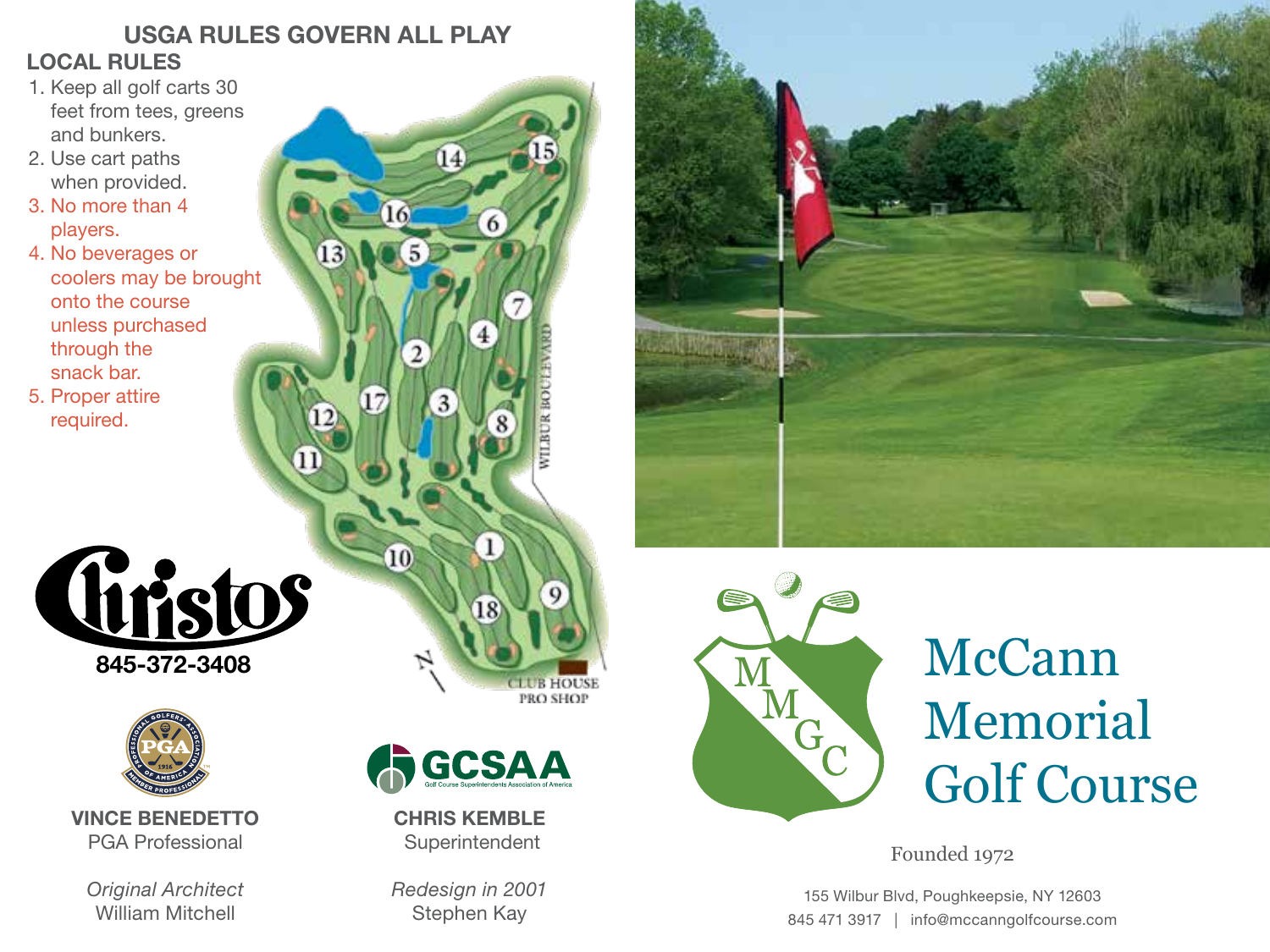## USGA RULES GOVERN ALL PLAY

### LOCAL RULES

1. Keep all golf carts 30 feet from tees, greens and bunkers.
2. Use cart paths when provided.
3. No more than 4 players.
4. No beverages or coolers may be brought onto the course unless purchased through the snack bar.
5. Proper attire required.

WILBUR BOULEVARD

CLUB HOUSE
PRO SHOP

Christos
845-372-3408

**VINCE BENEDETTO**
PGA Professional

*Original Architect*
William Mitchell

GCSAA
Golf Course Superintendents Association of America

**CHRIS KEMBLE**
Superintendent

*Redesign in 2001*
Stephen Kay

# McCann Memorial Golf Course

Founded 1972

155 Wilbur Blvd, Poughkeepsie, NY 12603
845 471 3917 | info@mccanngolfcourse.com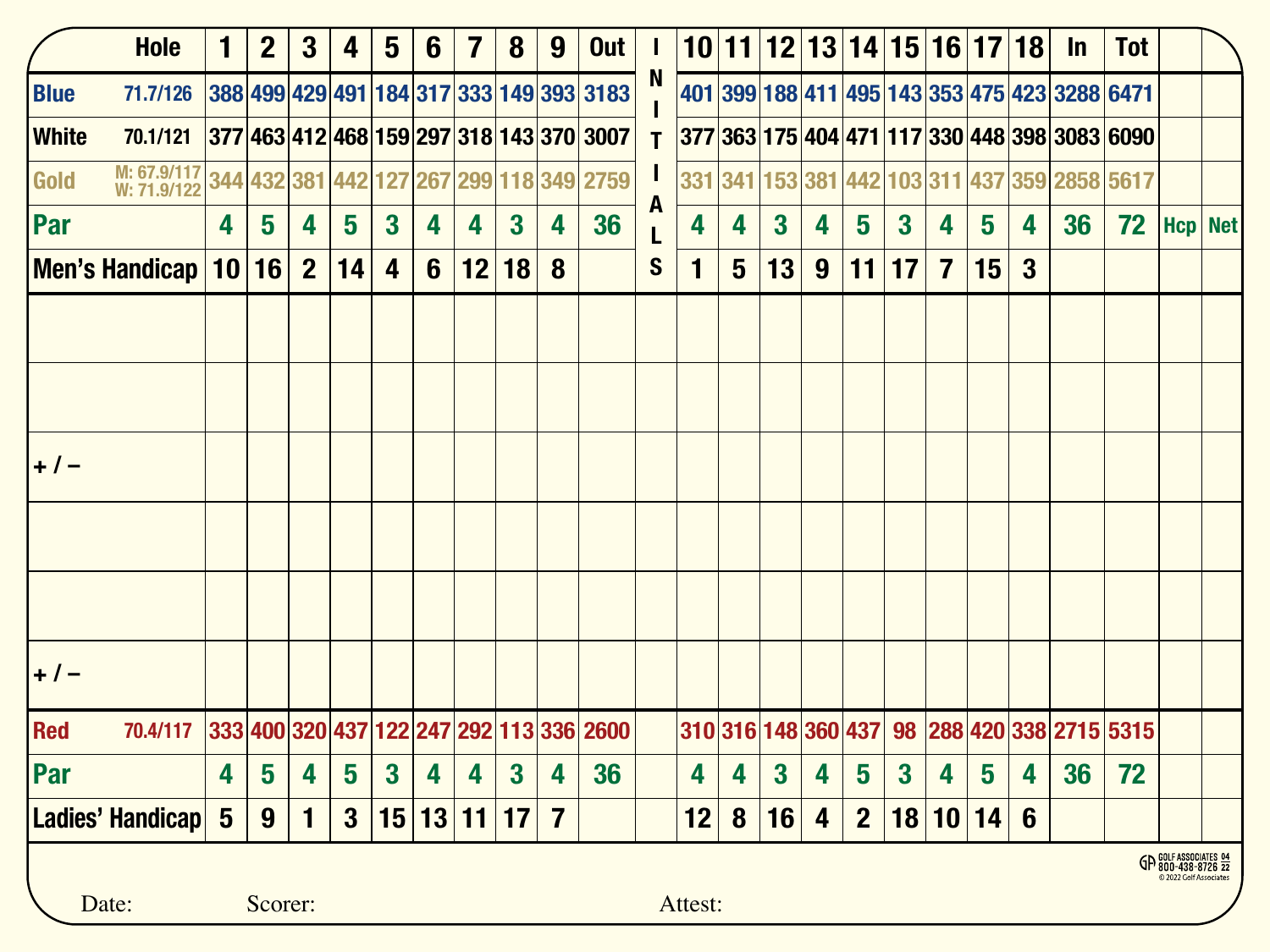| Hole | | 1 | 2 | 3 | 4 | 5 | 6 | 7 | 8 | 9 | Out | INITIALS | 10 | 11 | 12 | 13 | 14 | 15 | 16 | 17 | 18 | In | Tot | | |
|---|---|---|---|---|---|---|---|---|---|---|---|---|---|---|---|---|---|---|---|---|---|---|---|---|---|
| Blue | 71.7/126 | 388 | 499 | 429 | 491 | 184 | 317 | 333 | 149 | 393 | 3183 | | 401 | 399 | 188 | 411 | 495 | 143 | 353 | 475 | 423 | 3288 | 6471 | | |
| White | 70.1/121 | 377 | 463 | 412 | 468 | 159 | 297 | 318 | 143 | 370 | 3007 | | 377 | 363 | 175 | 404 | 471 | 117 | 330 | 448 | 398 | 3083 | 6090 | | |
| Gold | M: 67.9/117 W: 71.9/122 | 344 | 432 | 381 | 442 | 127 | 267 | 299 | 118 | 349 | 2759 | | 331 | 341 | 153 | 381 | 442 | 103 | 311 | 437 | 359 | 2858 | 5617 | | |
| Par | | 4 | 5 | 4 | 5 | 3 | 4 | 4 | 3 | 4 | 36 | | 4 | 4 | 3 | 4 | 5 | 3 | 4 | 5 | 4 | 36 | 72 | Hcp | Net |
| Men's Handicap | | 10 | 16 | 2 | 14 | 4 | 6 | 12 | 18 | 8 | | | 1 | 5 | 13 | 9 | 11 | 17 | 7 | 15 | 3 | | | | |
| | | | | | | | | | | | | | | | | | | | | | | | | | |
| | | | | | | | | | | | | | | | | | | | | | | | | | |
| + / – | | | | | | | | | | | | | | | | | | | | | | | | | |
| | | | | | | | | | | | | | | | | | | | | | | | | | |
| | | | | | | | | | | | | | | | | | | | | | | | | | |
| + / – | | | | | | | | | | | | | | | | | | | | | | | | | |
| Red | 70.4/117 | 333 | 400 | 320 | 437 | 122 | 247 | 292 | 113 | 336 | 2600 | | 310 | 316 | 148 | 360 | 437 | 98 | 288 | 420 | 338 | 2715 | 5315 | | |
| Par | | 4 | 5 | 4 | 5 | 3 | 4 | 4 | 3 | 4 | 36 | | 4 | 4 | 3 | 4 | 5 | 3 | 4 | 5 | 4 | 36 | 72 | | |
| Ladies' Handicap | | 5 | 9 | 1 | 3 | 15 | 13 | 11 | 17 | 7 | | | 12 | 8 | 16 | 4 | 2 | 18 | 10 | 14 | 6 | | | | |

GOLF ASSOCIATES 04 22
800-438-8726
© 2022 Golf Associates

Date: Scorer: Attest: